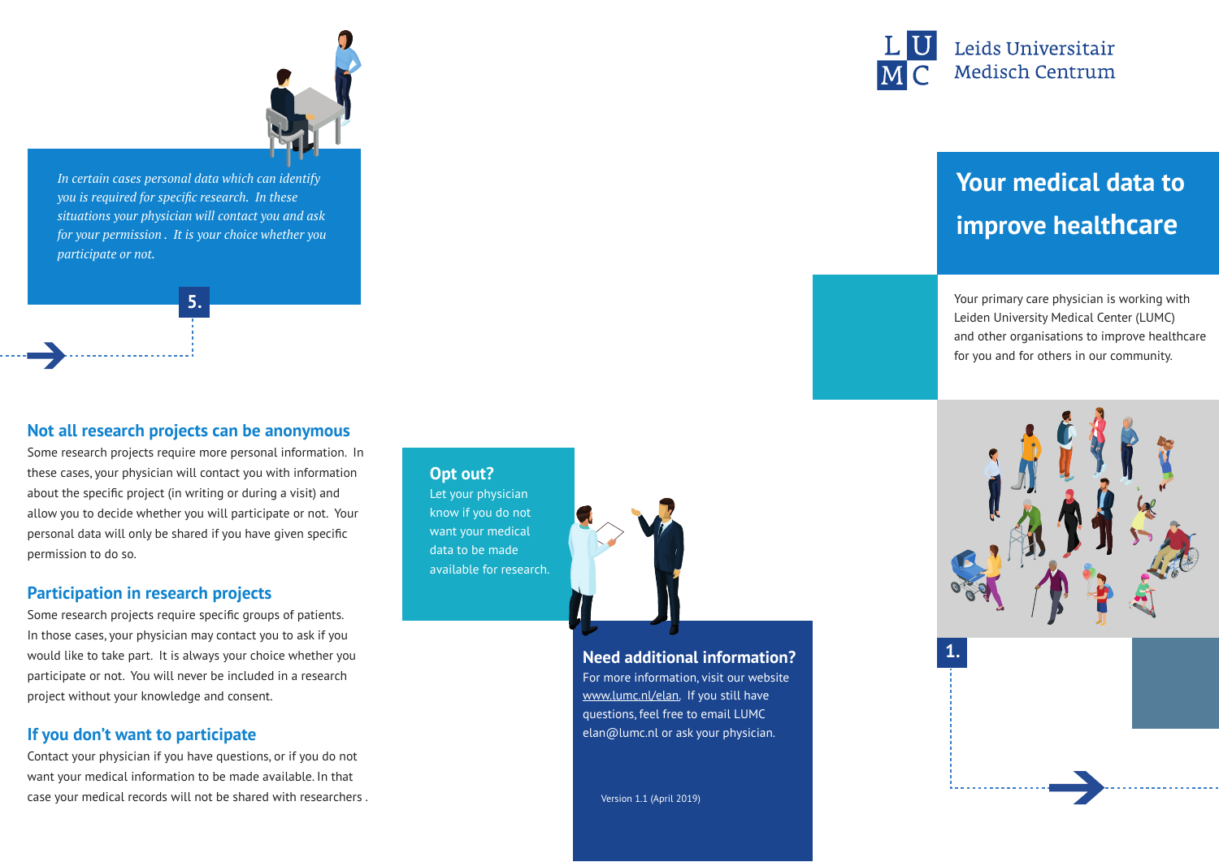*In certain cases personal data which can identify you is required for specific research. In these situations your physician will contact you and ask for your permission. It is your choice whether you participate or not.*

5.

## Not all research projects can be anonymous

Some research projects require more personal information. In these cases, your physician will contact you with information about the specific project (in writing or during a visit) and allow you to decide whether you will participate or not. Your personal data will only be shared if you have given specific permission to do so.

## Participation in research projects

Some research projects require specific groups of patients. In those cases, your physician may contact you to ask if you would like to take part. It is always your choice whether you participate or not. You will never be included in a research project without your knowledge and consent.

## If you don't want to participate

Contact your physician if you have questions, or if you do not want your medical information to be made available. In that case your medical records will not be shared with researchers.

## Opt out?

Let your physician know if you do not want your medical data to be made available for research.

## Need additional information?

For more information, visit our website www.lumc.nl/elan. If you still have questions, feel free to email LUMC elan@lumc.nl or ask your physician.

Version 1.1 (April 2019)

LUMC Leids Universitair Medisch Centrum

# Your medical data to improve healthcare

Your primary care physician is working with Leiden University Medical Center (LUMC) and other organisations to improve healthcare for you and for others in our community.

1.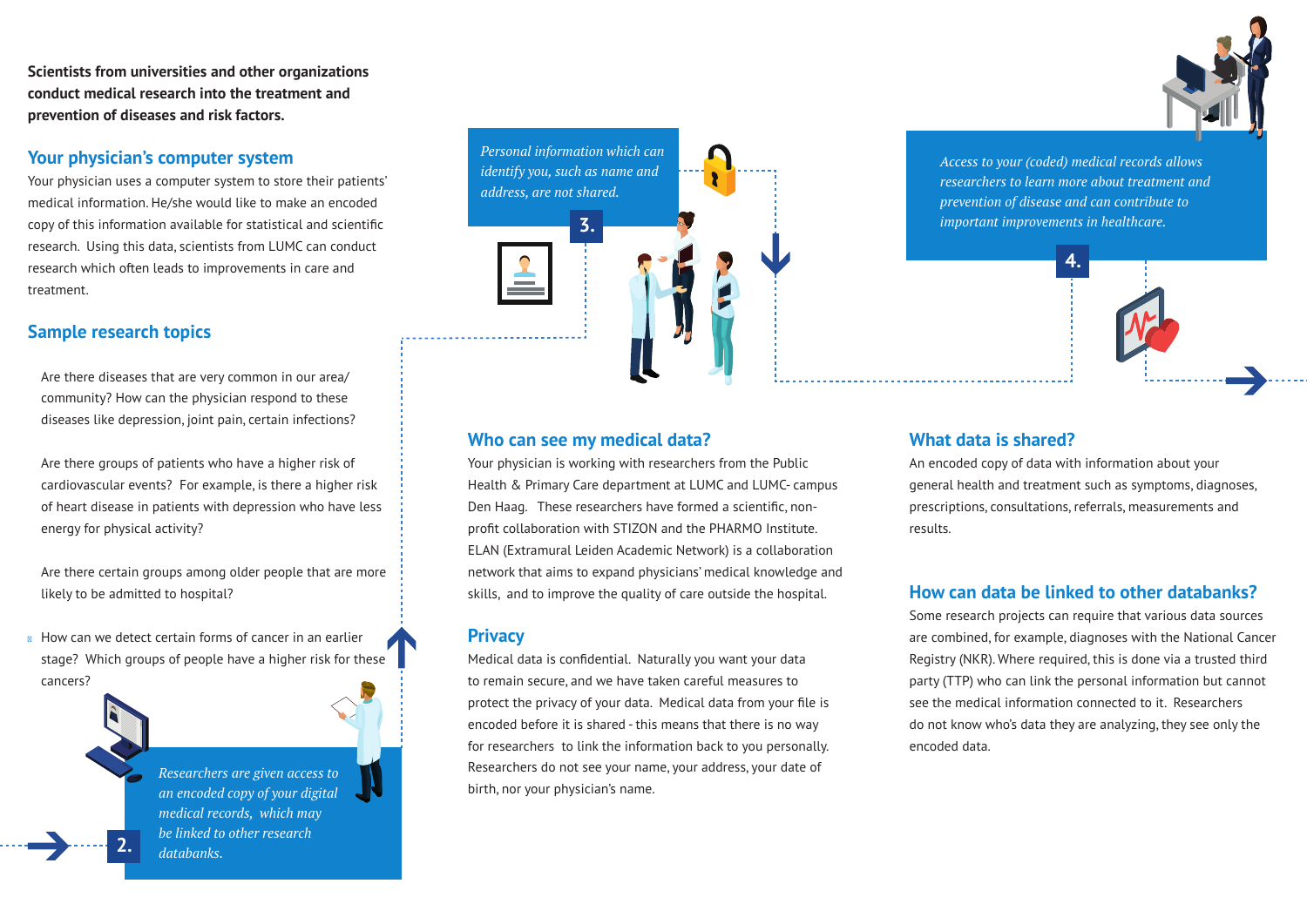**Scientists from universities and other organizations conduct medical research into the treatment and prevention of diseases and risk factors.**

## Your physician's computer system

Your physician uses a computer system to store their patients' medical information. He/she would like to make an encoded copy of this information available for statistical and scientific research. Using this data, scientists from LUMC can conduct research which often leads to improvements in care and treatment.

## Sample research topics

Are there diseases that are very common in our area/ community? How can the physician respond to these diseases like depression, joint pain, certain infections?

Are there groups of patients who have a higher risk of cardiovascular events? For example, is there a higher risk of heart disease in patients with depression who have less energy for physical activity?

Are there certain groups among older people that are more likely to be admitted to hospital?

- How can we detect certain forms of cancer in an earlier stage? Which groups of people have a higher risk for these cancers?

**2.** *Researchers are given access to an encoded copy of your digital medical records, which may be linked to other research databanks.*

**3.** *Personal information which can identify you, such as name and address, are not shared.*

**4.** *Access to your (coded) medical records allows researchers to learn more about treatment and prevention of disease and can contribute to important improvements in healthcare.*

## Who can see my medical data?

Your physician is working with researchers from the Public Health & Primary Care department at LUMC and LUMC- campus Den Haag. These researchers have formed a scientific, non-profit collaboration with STIZON and the PHARMO Institute. ELAN (Extramural Leiden Academic Network) is a collaboration network that aims to expand physicians' medical knowledge and skills, and to improve the quality of care outside the hospital.

## Privacy

Medical data is confidential. Naturally you want your data to remain secure, and we have taken careful measures to protect the privacy of your data. Medical data from your file is encoded before it is shared - this means that there is no way for researchers to link the information back to you personally. Researchers do not see your name, your address, your date of birth, nor your physician's name.

## What data is shared?

An encoded copy of data with information about your general health and treatment such as symptoms, diagnoses, prescriptions, consultations, referrals, measurements and results.

## How can data be linked to other databanks?

Some research projects can require that various data sources are combined, for example, diagnoses with the National Cancer Registry (NKR). Where required, this is done via a trusted third party (TTP) who can link the personal information but cannot see the medical information connected to it. Researchers do not know who's data they are analyzing, they see only the encoded data.